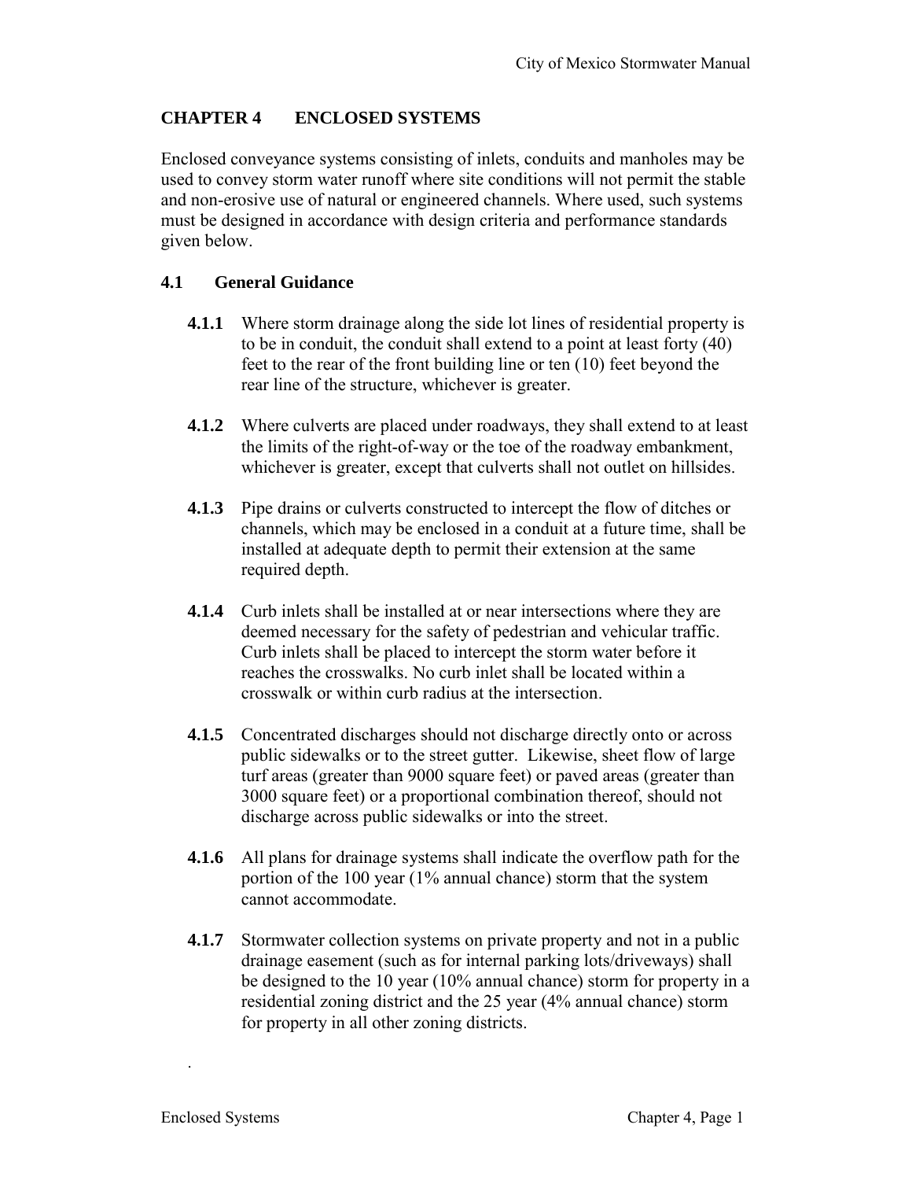# CHAPTER 4 ENCLOSED SYSTEMS

Enclosed conveyance systems consisting of inlets, conduits and manholes may be used to convey storm water runoff where site conditions will not permit the stable and non-erosive use of natural or engineered channels. Where used, such systems must be designed in accordance with design criteria and performance standards given below.

## 4.1 General Guidance

**4.1.1** Where storm drainage along the side lot lines of residential property is to be in conduit, the conduit shall extend to a point at least forty (40) feet to the rear of the front building line or ten (10) feet beyond the rear line of the structure, whichever is greater.

**4.1.2** Where culverts are placed under roadways, they shall extend to at least the limits of the right-of-way or the toe of the roadway embankment, whichever is greater, except that culverts shall not outlet on hillsides.

**4.1.3** Pipe drains or culverts constructed to intercept the flow of ditches or channels, which may be enclosed in a conduit at a future time, shall be installed at adequate depth to permit their extension at the same required depth.

**4.1.4** Curb inlets shall be installed at or near intersections where they are deemed necessary for the safety of pedestrian and vehicular traffic. Curb inlets shall be placed to intercept the storm water before it reaches the crosswalks. No curb inlet shall be located within a crosswalk or within curb radius at the intersection.

**4.1.5** Concentrated discharges should not discharge directly onto or across public sidewalks or to the street gutter. Likewise, sheet flow of large turf areas (greater than 9000 square feet) or paved areas (greater than 3000 square feet) or a proportional combination thereof, should not discharge across public sidewalks or into the street.

**4.1.6** All plans for drainage systems shall indicate the overflow path for the portion of the 100 year (1% annual chance) storm that the system cannot accommodate.

**4.1.7** Stormwater collection systems on private property and not in a public drainage easement (such as for internal parking lots/driveways) shall be designed to the 10 year (10% annual chance) storm for property in a residential zoning district and the 25 year (4% annual chance) storm for property in all other zoning districts.

.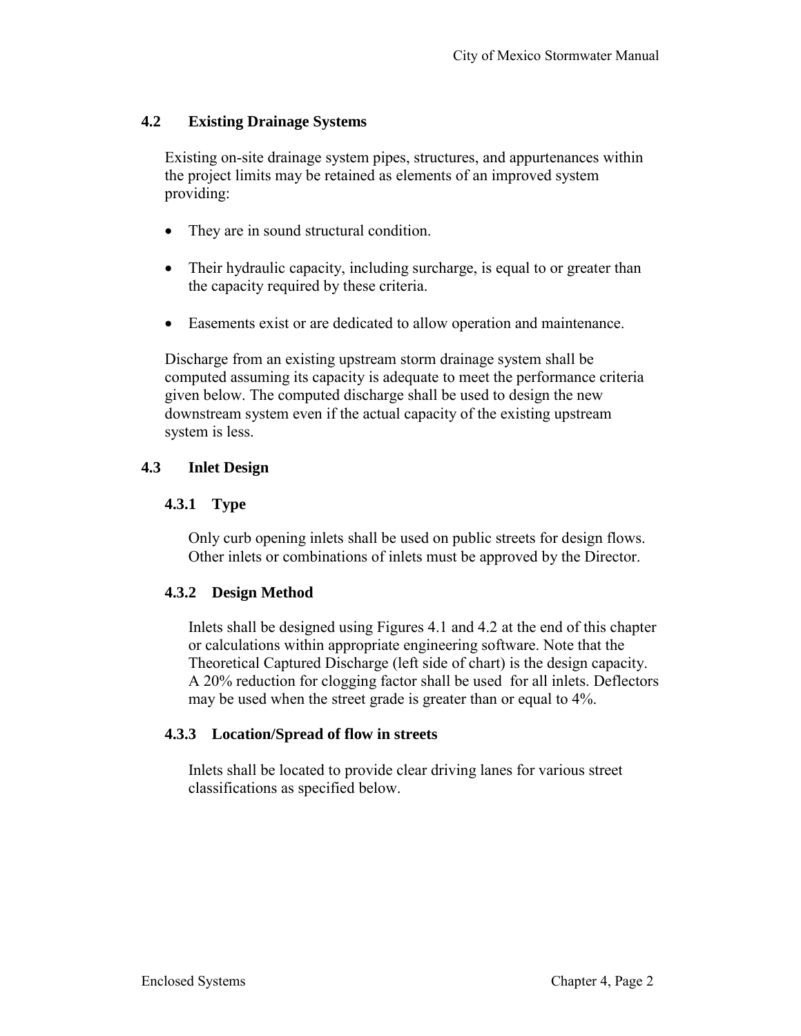## 4.2 Existing Drainage Systems

Existing on-site drainage system pipes, structures, and appurtenances within the project limits may be retained as elements of an improved system providing:

- They are in sound structural condition.
- Their hydraulic capacity, including surcharge, is equal to or greater than the capacity required by these criteria.
- Easements exist or are dedicated to allow operation and maintenance.

Discharge from an existing upstream storm drainage system shall be computed assuming its capacity is adequate to meet the performance criteria given below. The computed discharge shall be used to design the new downstream system even if the actual capacity of the existing upstream system is less.

## 4.3 Inlet Design

### 4.3.1 Type

Only curb opening inlets shall be used on public streets for design flows. Other inlets or combinations of inlets must be approved by the Director.

### 4.3.2 Design Method

Inlets shall be designed using Figures 4.1 and 4.2 at the end of this chapter or calculations within appropriate engineering software. Note that the Theoretical Captured Discharge (left side of chart) is the design capacity. A 20% reduction for clogging factor shall be used for all inlets. Deflectors may be used when the street grade is greater than or equal to 4%.

### 4.3.3 Location/Spread of flow in streets

Inlets shall be located to provide clear driving lanes for various street classifications as specified below.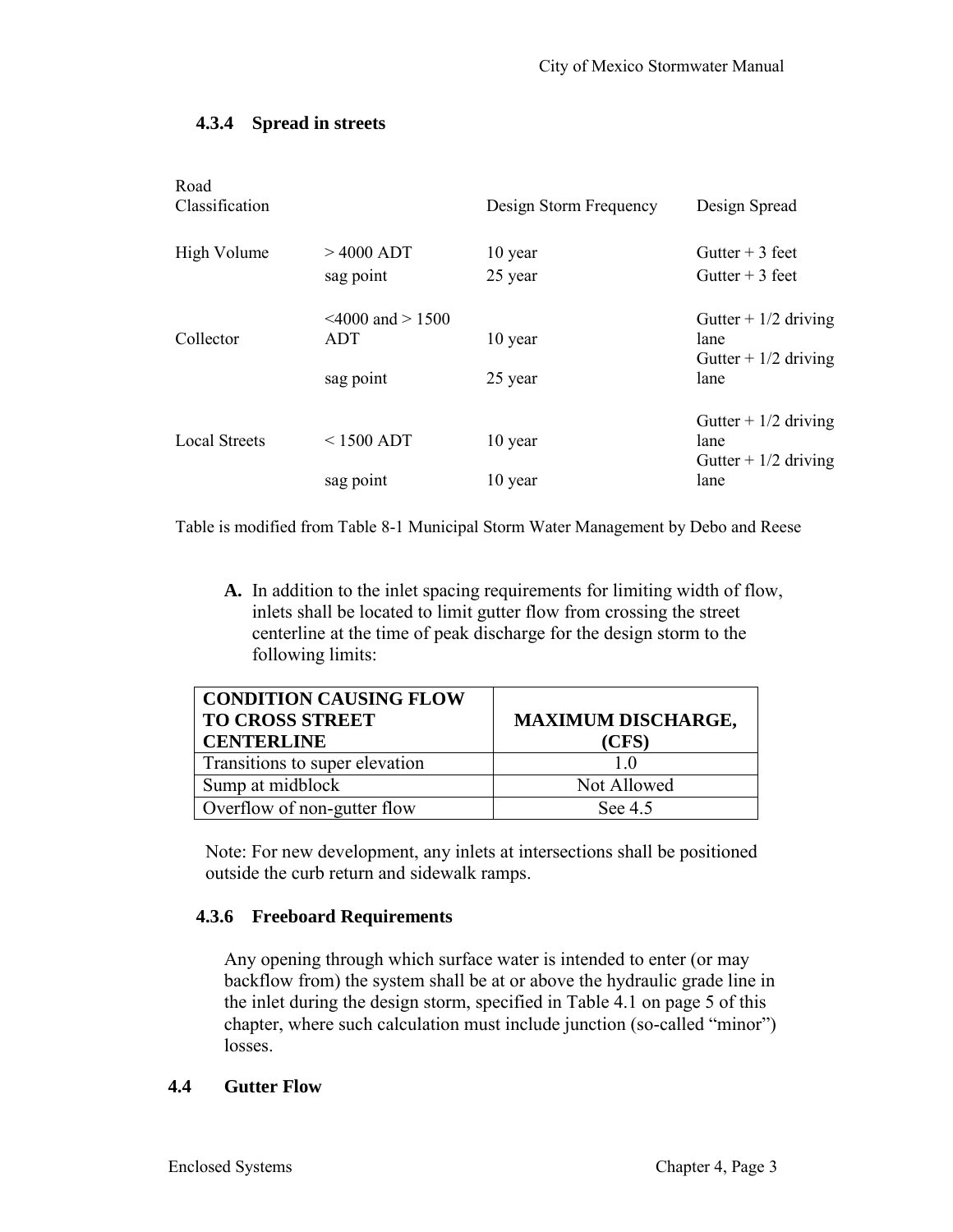### 4.3.4 Spread in streets

| Road Classification | | Design Storm Frequency | Design Spread |
|---|---|---|---|
| High Volume | > 4000 ADT | 10 year | Gutter + 3 feet |
| | sag point | 25 year | Gutter + 3 feet |
| Collector | <4000 and > 1500 ADT | 10 year | Gutter + 1/2 driving lane |
| | sag point | 25 year | Gutter + 1/2 driving lane |
| Local Streets | < 1500 ADT | 10 year | Gutter + 1/2 driving lane |
| | sag point | 10 year | Gutter + 1/2 driving lane |

Table is modified from Table 8-1 Municipal Storm Water Management by Debo and Reese

**A.** In addition to the inlet spacing requirements for limiting width of flow, inlets shall be located to limit gutter flow from crossing the street centerline at the time of peak discharge for the design storm to the following limits:

| CONDITION CAUSING FLOW TO CROSS STREET CENTERLINE | MAXIMUM DISCHARGE, (CFS) |
|---|---|
| Transitions to super elevation | 1.0 |
| Sump at midblock | Not Allowed |
| Overflow of non-gutter flow | See 4.5 |

Note: For new development, any inlets at intersections shall be positioned outside the curb return and sidewalk ramps.

### 4.3.6 Freeboard Requirements

Any opening through which surface water is intended to enter (or may backflow from) the system shall be at or above the hydraulic grade line in the inlet during the design storm, specified in Table 4.1 on page 5 of this chapter, where such calculation must include junction (so-called "minor") losses.

## 4.4 Gutter Flow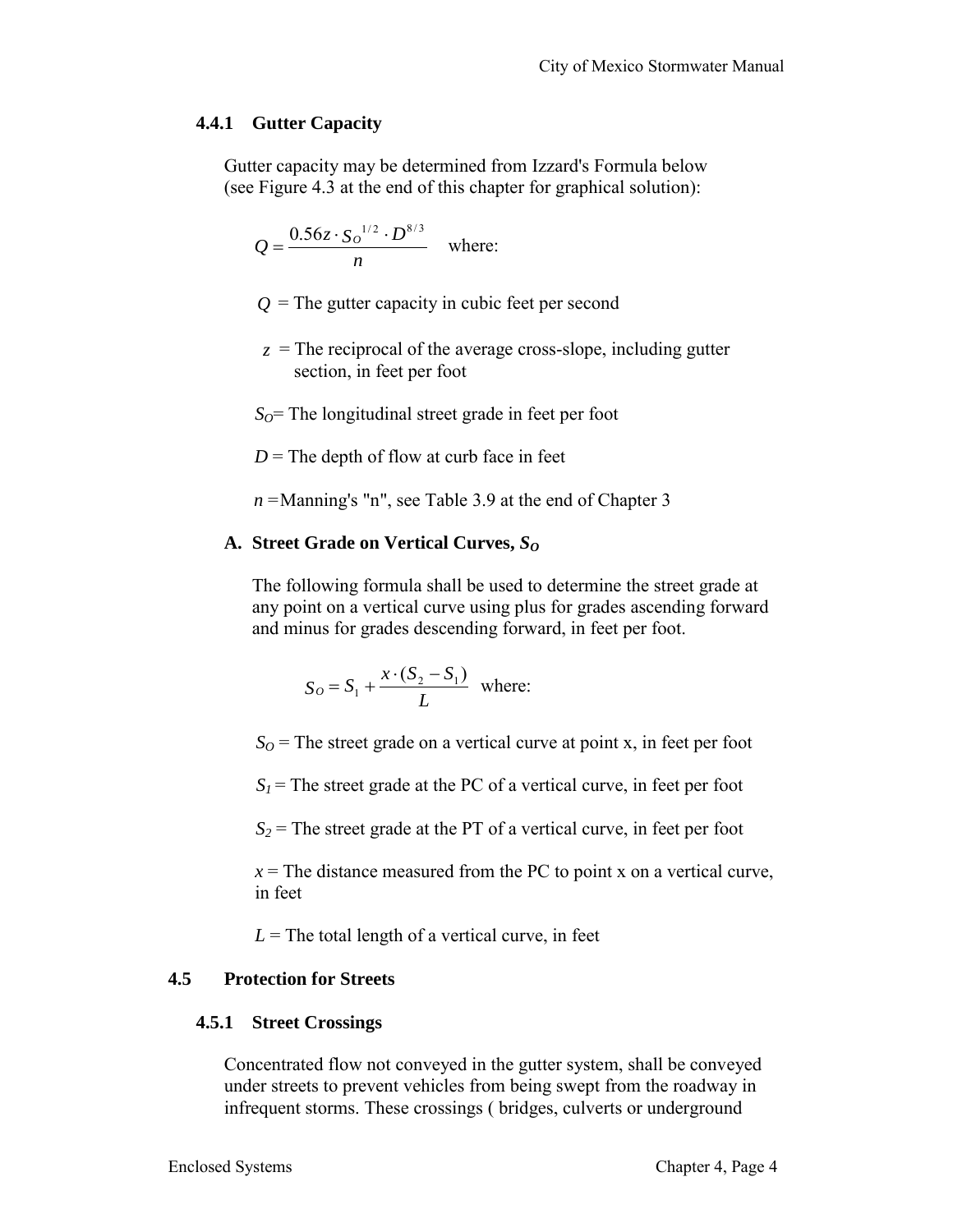### 4.4.1 Gutter Capacity

Gutter capacity may be determined from Izzard's Formula below (see Figure 4.3 at the end of this chapter for graphical solution):

$$Q = \frac{0.56z \cdot S_O^{1/2} \cdot D^{8/3}}{n} \quad \text{where:}$$

$Q$ = The gutter capacity in cubic feet per second

$z$ = The reciprocal of the average cross-slope, including gutter section, in feet per foot

$S_O$= The longitudinal street grade in feet per foot

$D$ = The depth of flow at curb face in feet

$n$ =Manning's "n", see Table 3.9 at the end of Chapter 3

#### A. Street Grade on Vertical Curves, $S_O$

The following formula shall be used to determine the street grade at any point on a vertical curve using plus for grades ascending forward and minus for grades descending forward, in feet per foot.

$$S_O = S_1 + \frac{x \cdot (S_2 - S_1)}{L} \quad \text{where:}$$

$S_O$ = The street grade on a vertical curve at point x, in feet per foot

$S_1$ = The street grade at the PC of a vertical curve, in feet per foot

$S_2$ = The street grade at the PT of a vertical curve, in feet per foot

$x$ = The distance measured from the PC to point x on a vertical curve, in feet

$L$ = The total length of a vertical curve, in feet

## 4.5 Protection for Streets

### 4.5.1 Street Crossings

Concentrated flow not conveyed in the gutter system, shall be conveyed under streets to prevent vehicles from being swept from the roadway in infrequent storms. These crossings ( bridges, culverts or underground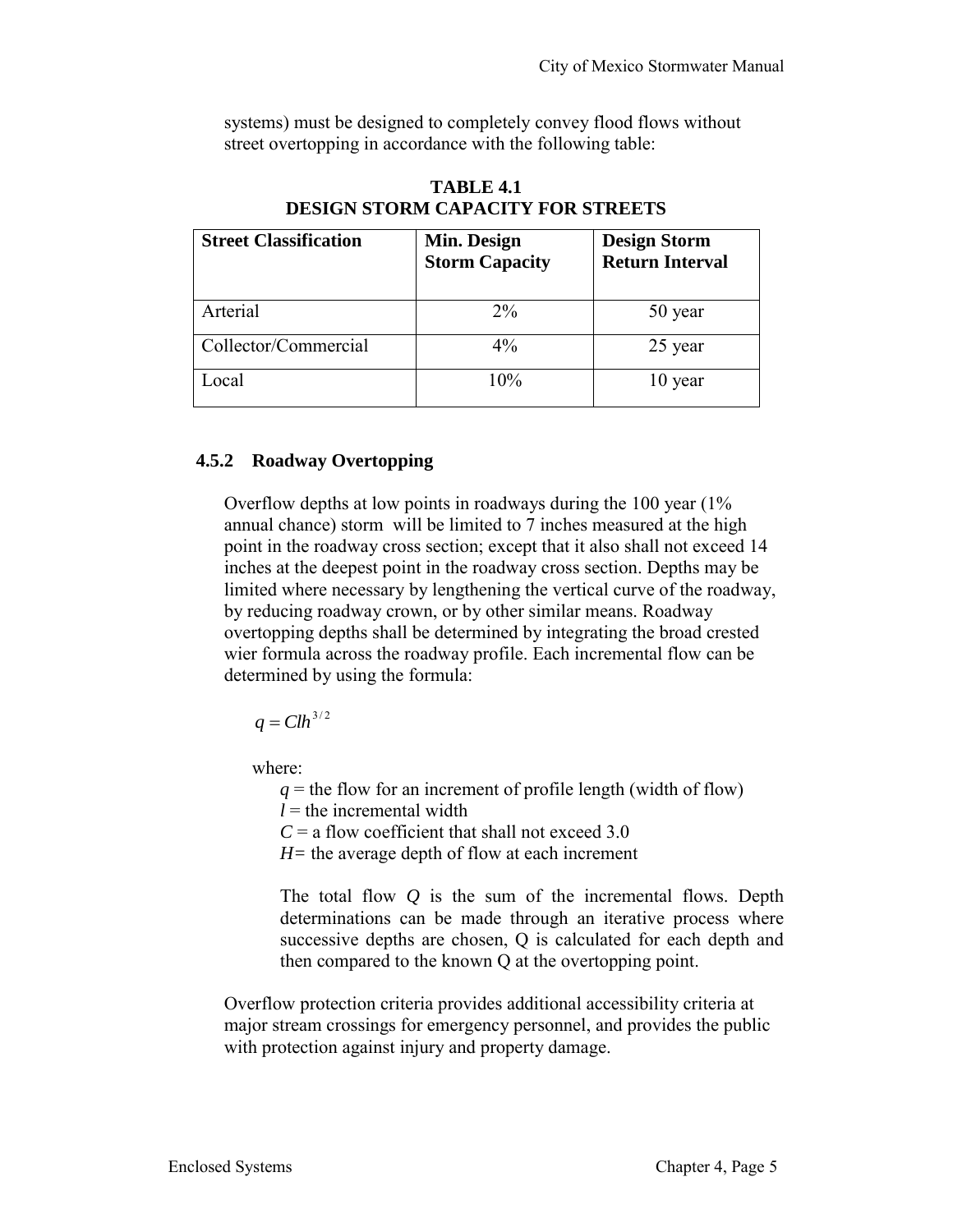systems) must be designed to completely convey flood flows without street overtopping in accordance with the following table:

**TABLE 4.1**
**DESIGN STORM CAPACITY FOR STREETS**

| Street Classification | Min. Design Storm Capacity | Design Storm Return Interval |
|---|---|---|
| Arterial | 2% | 50 year |
| Collector/Commercial | 4% | 25 year |
| Local | 10% | 10 year |

### 4.5.2 Roadway Overtopping

Overflow depths at low points in roadways during the 100 year (1% annual chance) storm will be limited to 7 inches measured at the high point in the roadway cross section; except that it also shall not exceed 14 inches at the deepest point in the roadway cross section. Depths may be limited where necessary by lengthening the vertical curve of the roadway, by reducing roadway crown, or by other similar means. Roadway overtopping depths shall be determined by integrating the broad crested wier formula across the roadway profile. Each incremental flow can be determined by using the formula:

$$q = Clh^{3/2}$$

where:

$q$ = the flow for an increment of profile length (width of flow)
$l$ = the incremental width
$C$ = a flow coefficient that shall not exceed 3.0
$H$ = the average depth of flow at each increment

The total flow $Q$ is the sum of the incremental flows. Depth determinations can be made through an iterative process where successive depths are chosen, Q is calculated for each depth and then compared to the known Q at the overtopping point.

Overflow protection criteria provides additional accessibility criteria at major stream crossings for emergency personnel, and provides the public with protection against injury and property damage.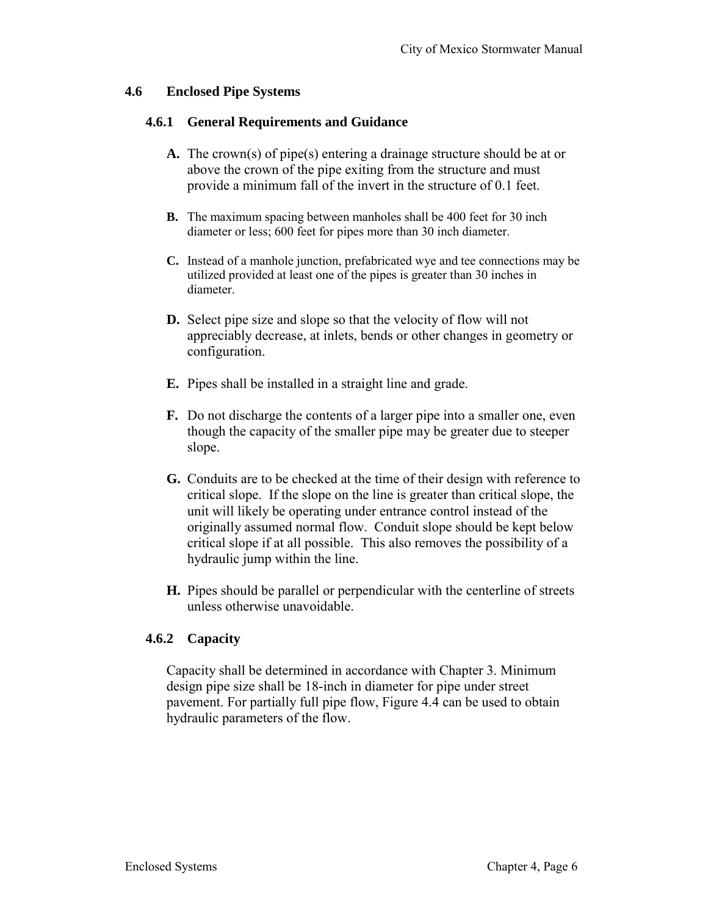## 4.6 Enclosed Pipe Systems

### 4.6.1 General Requirements and Guidance

**A.** The crown(s) of pipe(s) entering a drainage structure should be at or above the crown of the pipe exiting from the structure and must provide a minimum fall of the invert in the structure of 0.1 feet.

**B.** The maximum spacing between manholes shall be 400 feet for 30 inch diameter or less; 600 feet for pipes more than 30 inch diameter.

**C.** Instead of a manhole junction, prefabricated wye and tee connections may be utilized provided at least one of the pipes is greater than 30 inches in diameter.

**D.** Select pipe size and slope so that the velocity of flow will not appreciably decrease, at inlets, bends or other changes in geometry or configuration.

**E.** Pipes shall be installed in a straight line and grade.

**F.** Do not discharge the contents of a larger pipe into a smaller one, even though the capacity of the smaller pipe may be greater due to steeper slope.

**G.** Conduits are to be checked at the time of their design with reference to critical slope. If the slope on the line is greater than critical slope, the unit will likely be operating under entrance control instead of the originally assumed normal flow. Conduit slope should be kept below critical slope if at all possible. This also removes the possibility of a hydraulic jump within the line.

**H.** Pipes should be parallel or perpendicular with the centerline of streets unless otherwise unavoidable.

### 4.6.2 Capacity

Capacity shall be determined in accordance with Chapter 3. Minimum design pipe size shall be 18-inch in diameter for pipe under street pavement. For partially full pipe flow, Figure 4.4 can be used to obtain hydraulic parameters of the flow.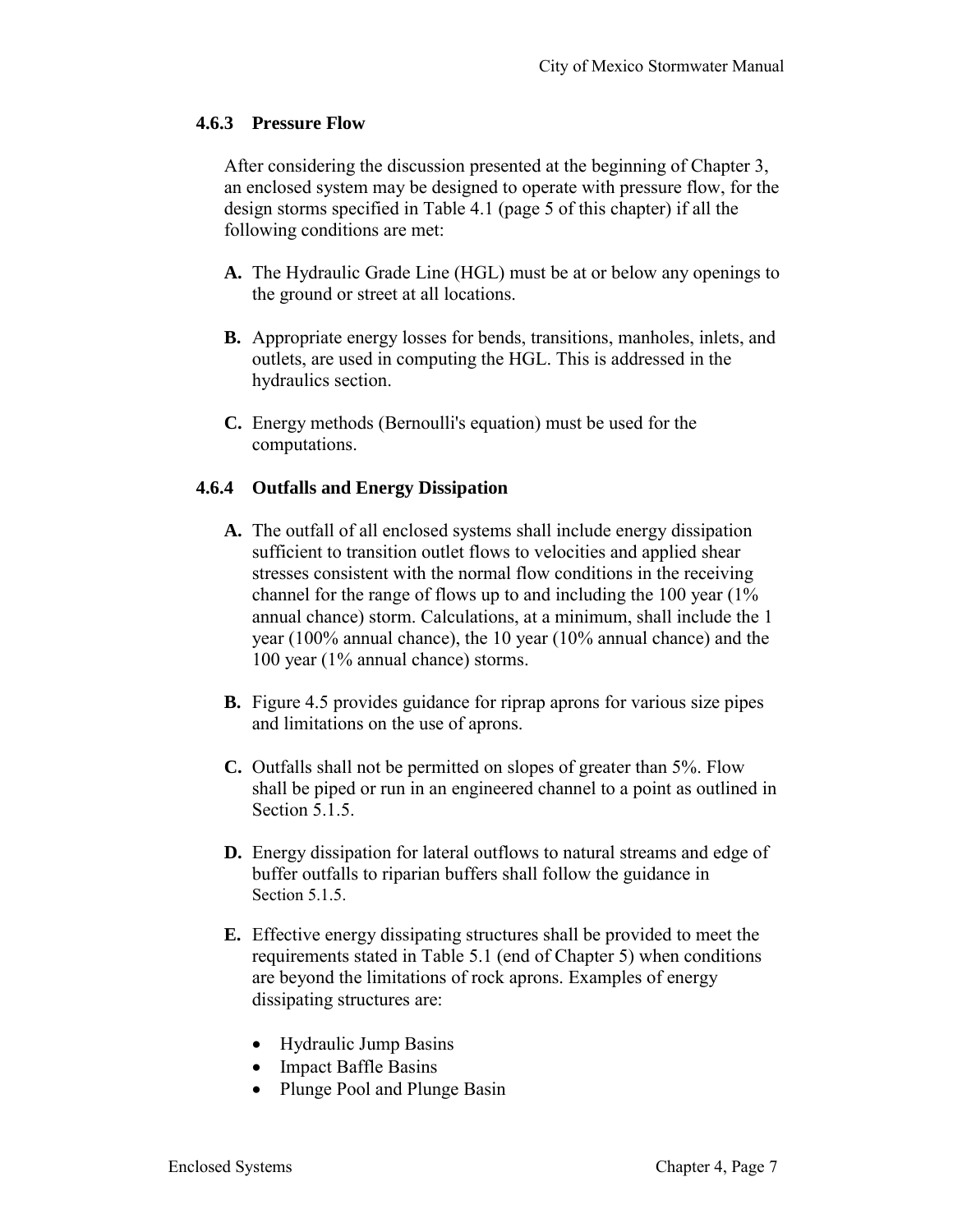### 4.6.3 Pressure Flow

After considering the discussion presented at the beginning of Chapter 3, an enclosed system may be designed to operate with pressure flow, for the design storms specified in Table 4.1 (page 5 of this chapter) if all the following conditions are met:

**A.** The Hydraulic Grade Line (HGL) must be at or below any openings to the ground or street at all locations.

**B.** Appropriate energy losses for bends, transitions, manholes, inlets, and outlets, are used in computing the HGL. This is addressed in the hydraulics section.

**C.** Energy methods (Bernoulli's equation) must be used for the computations.

### 4.6.4 Outfalls and Energy Dissipation

**A.** The outfall of all enclosed systems shall include energy dissipation sufficient to transition outlet flows to velocities and applied shear stresses consistent with the normal flow conditions in the receiving channel for the range of flows up to and including the 100 year (1% annual chance) storm. Calculations, at a minimum, shall include the 1 year (100% annual chance), the 10 year (10% annual chance) and the 100 year (1% annual chance) storms.

**B.** Figure 4.5 provides guidance for riprap aprons for various size pipes and limitations on the use of aprons.

**C.** Outfalls shall not be permitted on slopes of greater than 5%. Flow shall be piped or run in an engineered channel to a point as outlined in Section 5.1.5.

**D.** Energy dissipation for lateral outflows to natural streams and edge of buffer outfalls to riparian buffers shall follow the guidance in Section 5.1.5.

**E.** Effective energy dissipating structures shall be provided to meet the requirements stated in Table 5.1 (end of Chapter 5) when conditions are beyond the limitations of rock aprons. Examples of energy dissipating structures are:

- Hydraulic Jump Basins
- Impact Baffle Basins
- Plunge Pool and Plunge Basin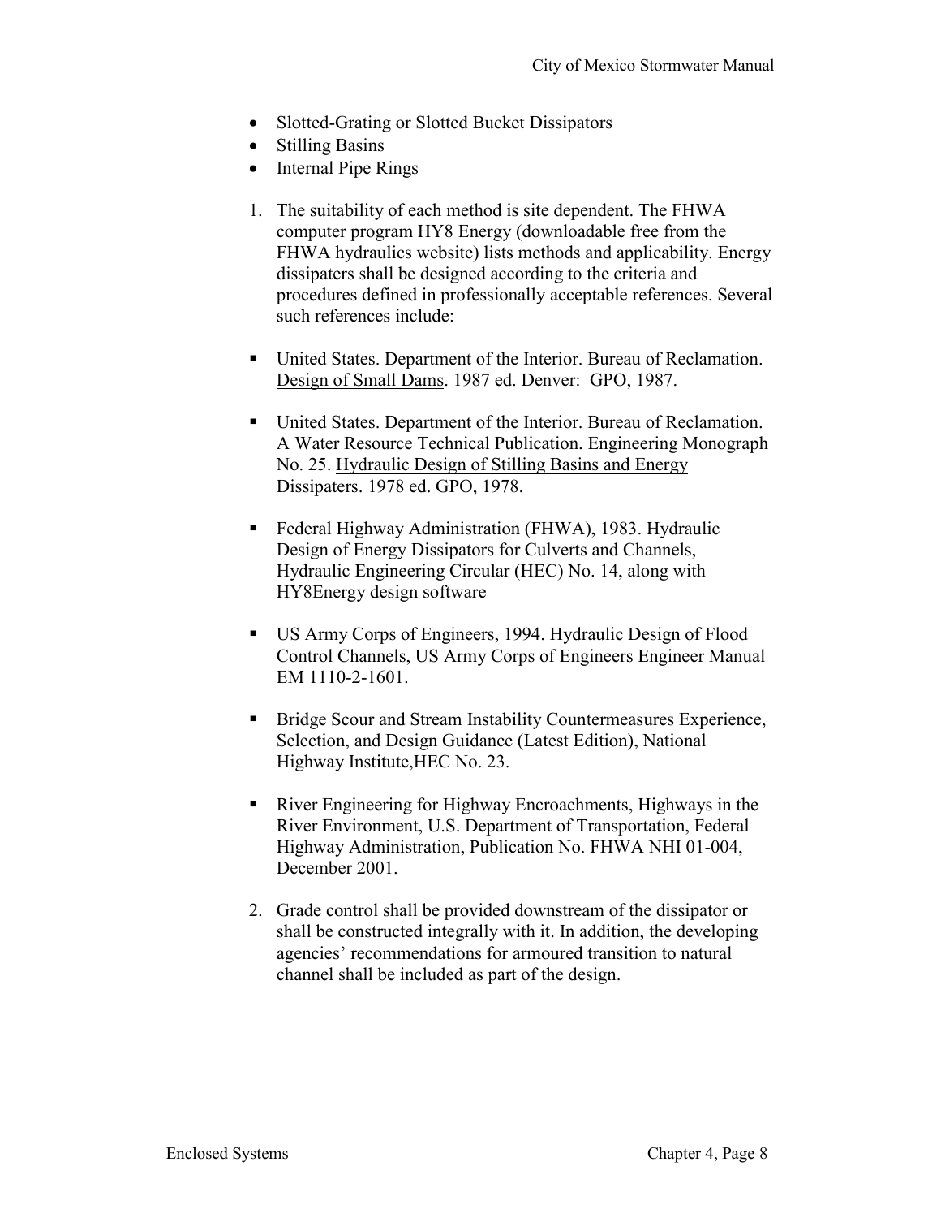- Slotted-Grating or Slotted Bucket Dissipators
- Stilling Basins
- Internal Pipe Rings

1. The suitability of each method is site dependent. The FHWA computer program HY8 Energy (downloadable free from the FHWA hydraulics website) lists methods and applicability. Energy dissipaters shall be designed according to the criteria and procedures defined in professionally acceptable references. Several such references include:

   - United States. Department of the Interior. Bureau of Reclamation. <u>Design of Small Dams</u>. 1987 ed. Denver: GPO, 1987.

   - United States. Department of the Interior. Bureau of Reclamation. A Water Resource Technical Publication. Engineering Monograph No. 25. <u>Hydraulic Design of Stilling Basins and Energy Dissipaters</u>. 1978 ed. GPO, 1978.

   - Federal Highway Administration (FHWA), 1983. Hydraulic Design of Energy Dissipators for Culverts and Channels, Hydraulic Engineering Circular (HEC) No. 14, along with HY8Energy design software

   - US Army Corps of Engineers, 1994. Hydraulic Design of Flood Control Channels, US Army Corps of Engineers Engineer Manual EM 1110-2-1601.

   - Bridge Scour and Stream Instability Countermeasures Experience, Selection, and Design Guidance (Latest Edition), National Highway Institute,HEC No. 23.

   - River Engineering for Highway Encroachments, Highways in the River Environment, U.S. Department of Transportation, Federal Highway Administration, Publication No. FHWA NHI 01-004, December 2001.

2. Grade control shall be provided downstream of the dissipator or shall be constructed integrally with it. In addition, the developing agencies' recommendations for armoured transition to natural channel shall be included as part of the design.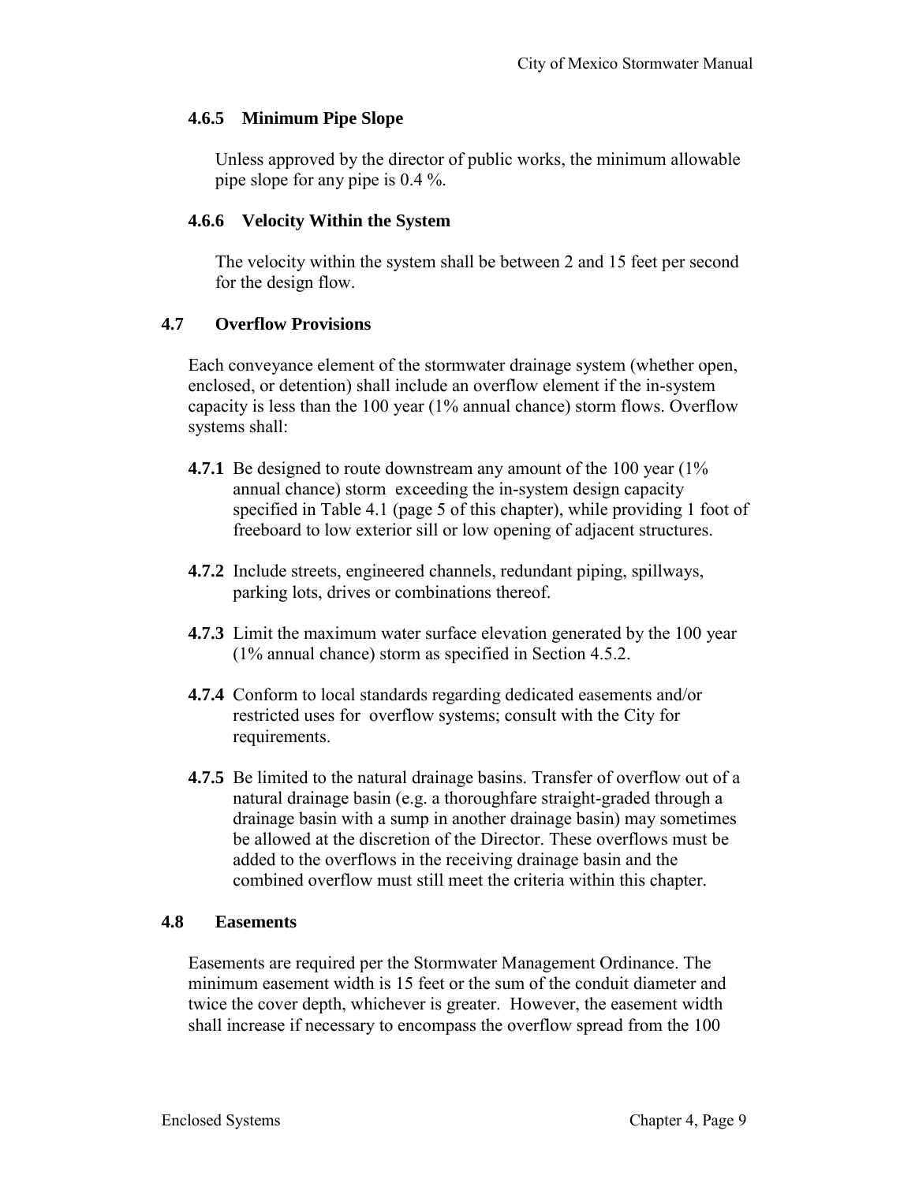### 4.6.5 Minimum Pipe Slope

Unless approved by the director of public works, the minimum allowable pipe slope for any pipe is 0.4 %.

### 4.6.6 Velocity Within the System

The velocity within the system shall be between 2 and 15 feet per second for the design flow.

## 4.7 Overflow Provisions

Each conveyance element of the stormwater drainage system (whether open, enclosed, or detention) shall include an overflow element if the in-system capacity is less than the 100 year (1% annual chance) storm flows. Overflow systems shall:

**4.7.1** Be designed to route downstream any amount of the 100 year (1% annual chance) storm exceeding the in-system design capacity specified in Table 4.1 (page 5 of this chapter), while providing 1 foot of freeboard to low exterior sill or low opening of adjacent structures.

**4.7.2** Include streets, engineered channels, redundant piping, spillways, parking lots, drives or combinations thereof.

**4.7.3** Limit the maximum water surface elevation generated by the 100 year (1% annual chance) storm as specified in Section 4.5.2.

**4.7.4** Conform to local standards regarding dedicated easements and/or restricted uses for overflow systems; consult with the City for requirements.

**4.7.5** Be limited to the natural drainage basins. Transfer of overflow out of a natural drainage basin (e.g. a thoroughfare straight-graded through a drainage basin with a sump in another drainage basin) may sometimes be allowed at the discretion of the Director. These overflows must be added to the overflows in the receiving drainage basin and the combined overflow must still meet the criteria within this chapter.

## 4.8 Easements

Easements are required per the Stormwater Management Ordinance. The minimum easement width is 15 feet or the sum of the conduit diameter and twice the cover depth, whichever is greater. However, the easement width shall increase if necessary to encompass the overflow spread from the 100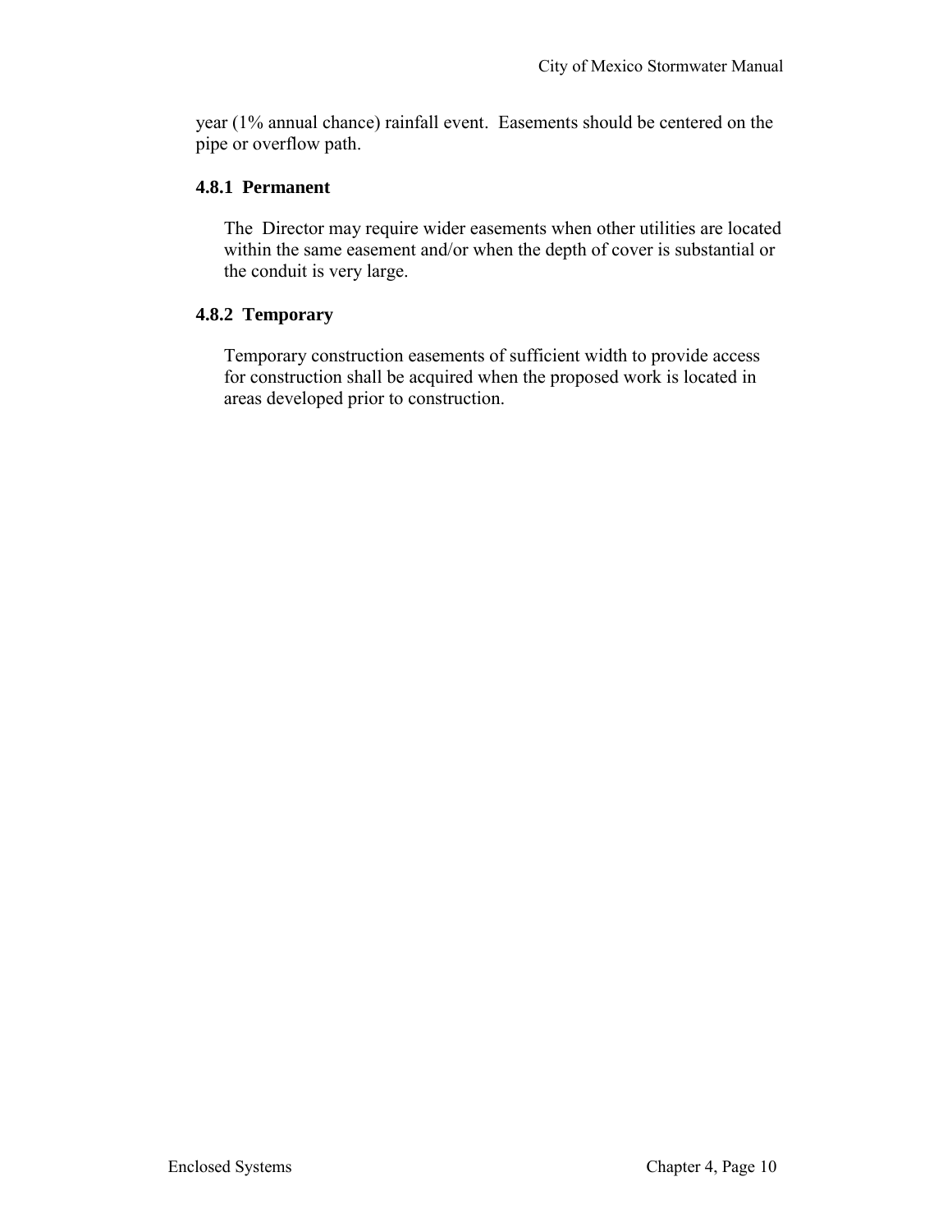year (1% annual chance) rainfall event. Easements should be centered on the pipe or overflow path.

### 4.8.1 Permanent

The Director may require wider easements when other utilities are located within the same easement and/or when the depth of cover is substantial or the conduit is very large.

### 4.8.2 Temporary

Temporary construction easements of sufficient width to provide access for construction shall be acquired when the proposed work is located in areas developed prior to construction.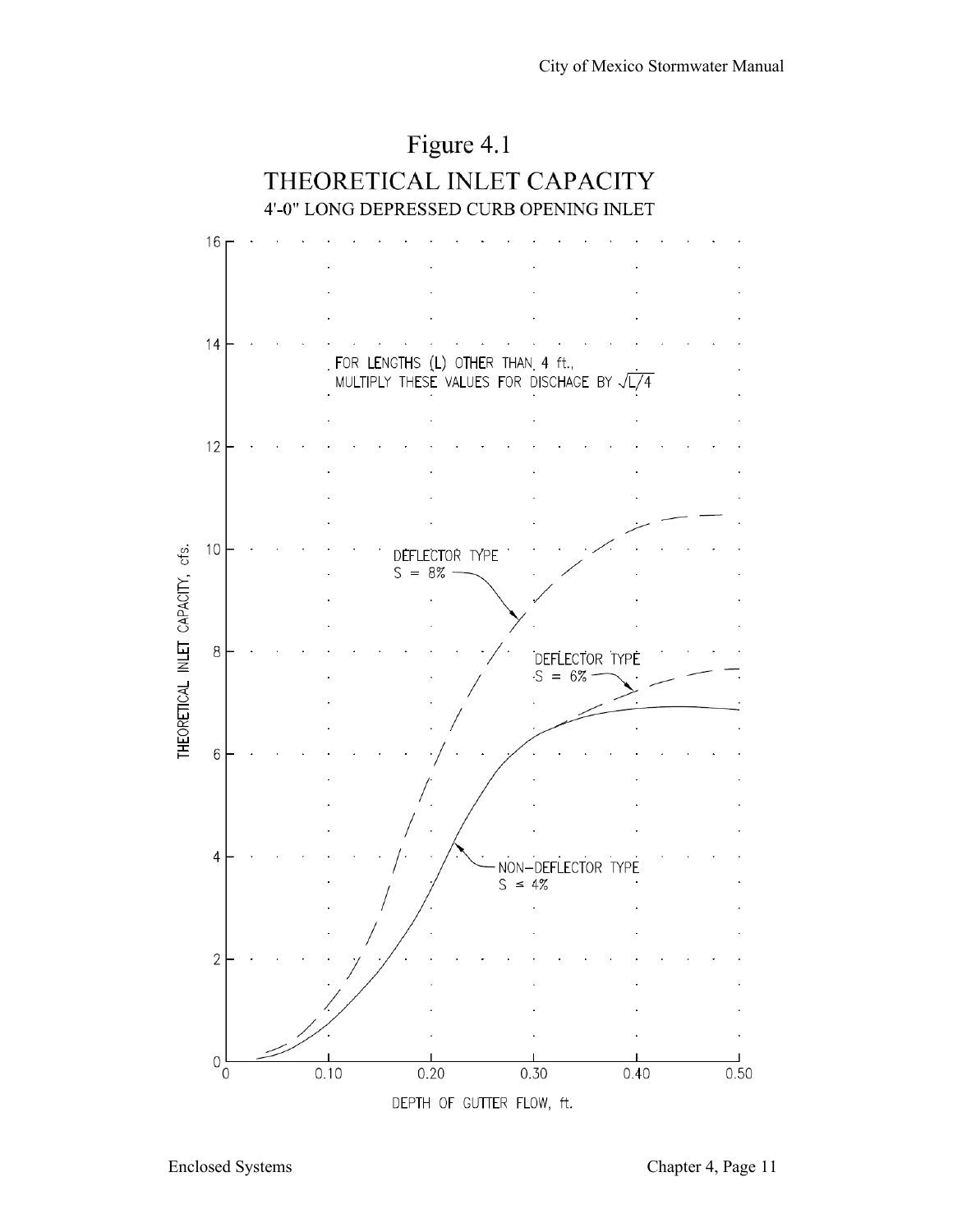# Figure 4.1

## THEORETICAL INLET CAPACITY

### 4'-0" LONG DEPRESSED CURB OPENING INLET

FOR LENGTHS (L) OTHER THAN 4 ft., MULTIPLY THESE VALUES FOR DISCHAGE BY $\sqrt{L/4}$

DEFLECTOR TYPE $S = 8\%$

DEFLECTOR TYPE $S = 6\%$

NON–DEFLECTOR TYPE $S \leq 4\%$

THEORETICAL INLET CAPACITY, cfs.

DEPTH OF GUTTER FLOW, ft.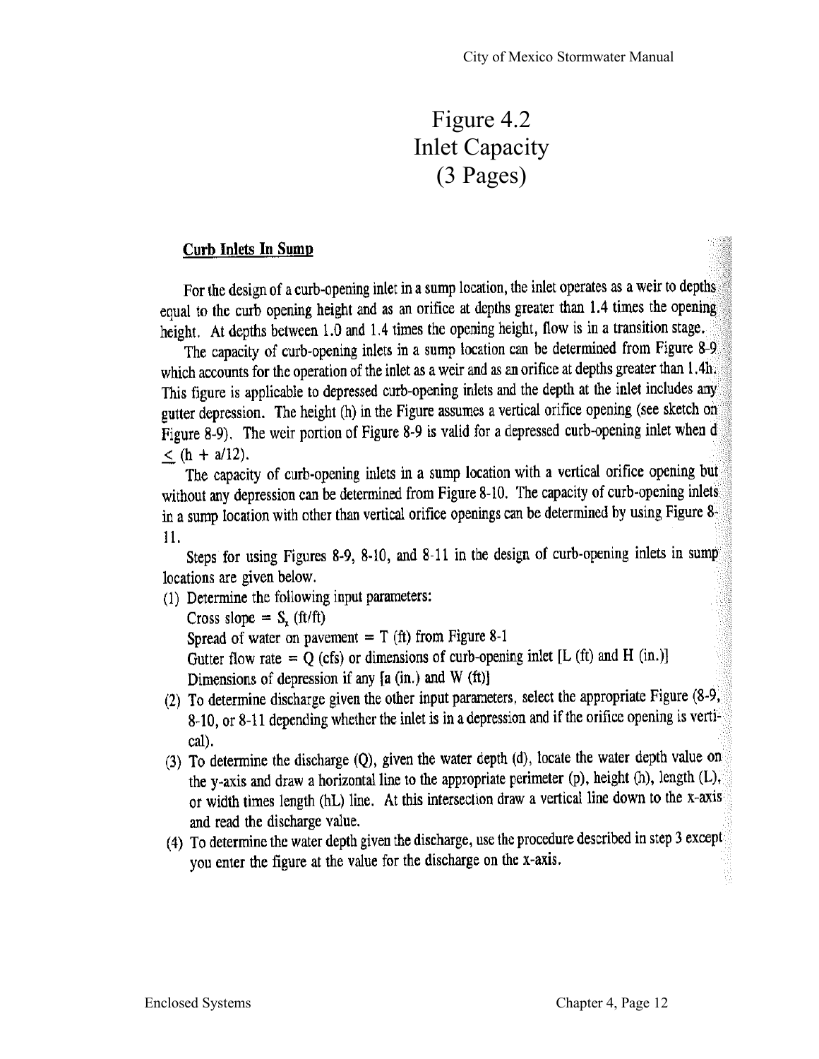# Figure 4.2
# Inlet Capacity
# (3 Pages)

**Curb Inlets In Sump**

For the design of a curb-opening inlet in a sump location, the inlet operates as a weir to depths equal to the curb opening height and as an orifice at depths greater than 1.4 times the opening height. At depths between 1.0 and 1.4 times the opening height, flow is in a transition stage.

The capacity of curb-opening inlets in a sump location can be determined from Figure 8-9 which accounts for the operation of the inlet as a weir and as an orifice at depths greater than 1.4h. This figure is applicable to depressed curb-opening inlets and the depth at the inlet includes any gutter depression. The height (h) in the Figure assumes a vertical orifice opening (see sketch on Figure 8-9). The weir portion of Figure 8-9 is valid for a depressed curb-opening inlet when $d \leq (h + a/12)$.

The capacity of curb-opening inlets in a sump location with a vertical orifice opening but without any depression can be determined from Figure 8-10. The capacity of curb-opening inlets in a sump location with other than vertical orifice openings can be determined by using Figure 8-11.

Steps for using Figures 8-9, 8-10, and 8-11 in the design of curb-opening inlets in sump locations are given below.

(1) Determine the following input parameters:
   Cross slope = $S_x$ (ft/ft)
   Spread of water on pavement = T (ft) from Figure 8-1
   Gutter flow rate = Q (cfs) or dimensions of curb-opening inlet [L (ft) and H (in.)]
   Dimensions of depression if any [a (in.) and W (ft)]

(2) To determine discharge given the other input parameters, select the appropriate Figure (8-9, 8-10, or 8-11 depending whether the inlet is in a depression and if the orifice opening is vertical).

(3) To determine the discharge (Q), given the water depth (d), locate the water depth value on the y-axis and draw a horizontal line to the appropriate perimeter (p), height (h), length (L), or width times length (hL) line. At this intersection draw a vertical line down to the x-axis and read the discharge value.

(4) To determine the water depth given the discharge, use the procedure described in step 3 except you enter the figure at the value for the discharge on the x-axis.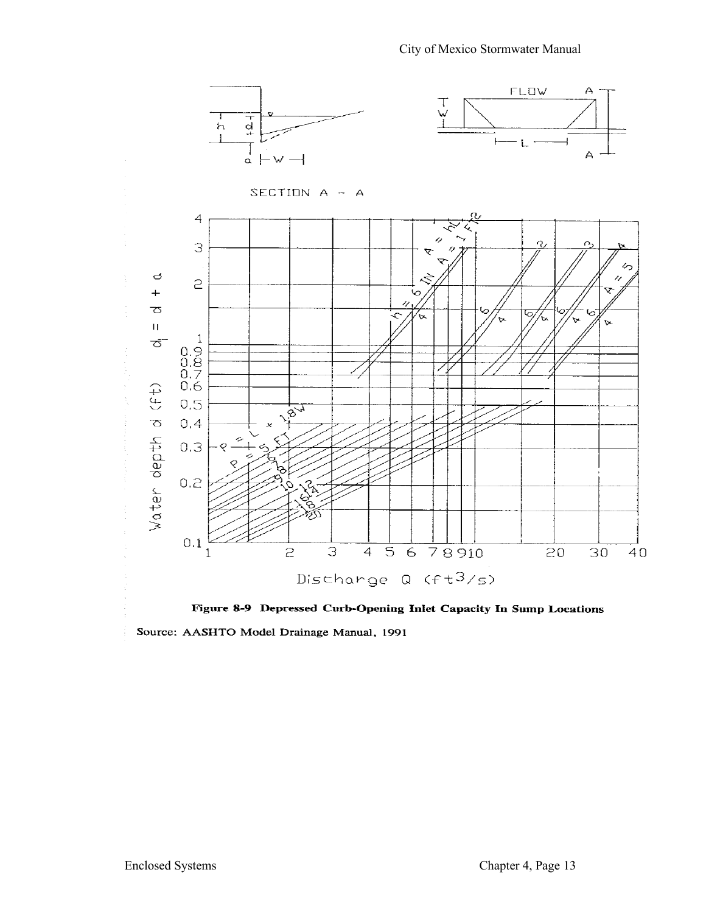**Figure 8-9 Depressed Curb-Opening Inlet Capacity In Sump Locations**

Source: AASHTO Model Drainage Manual, 1991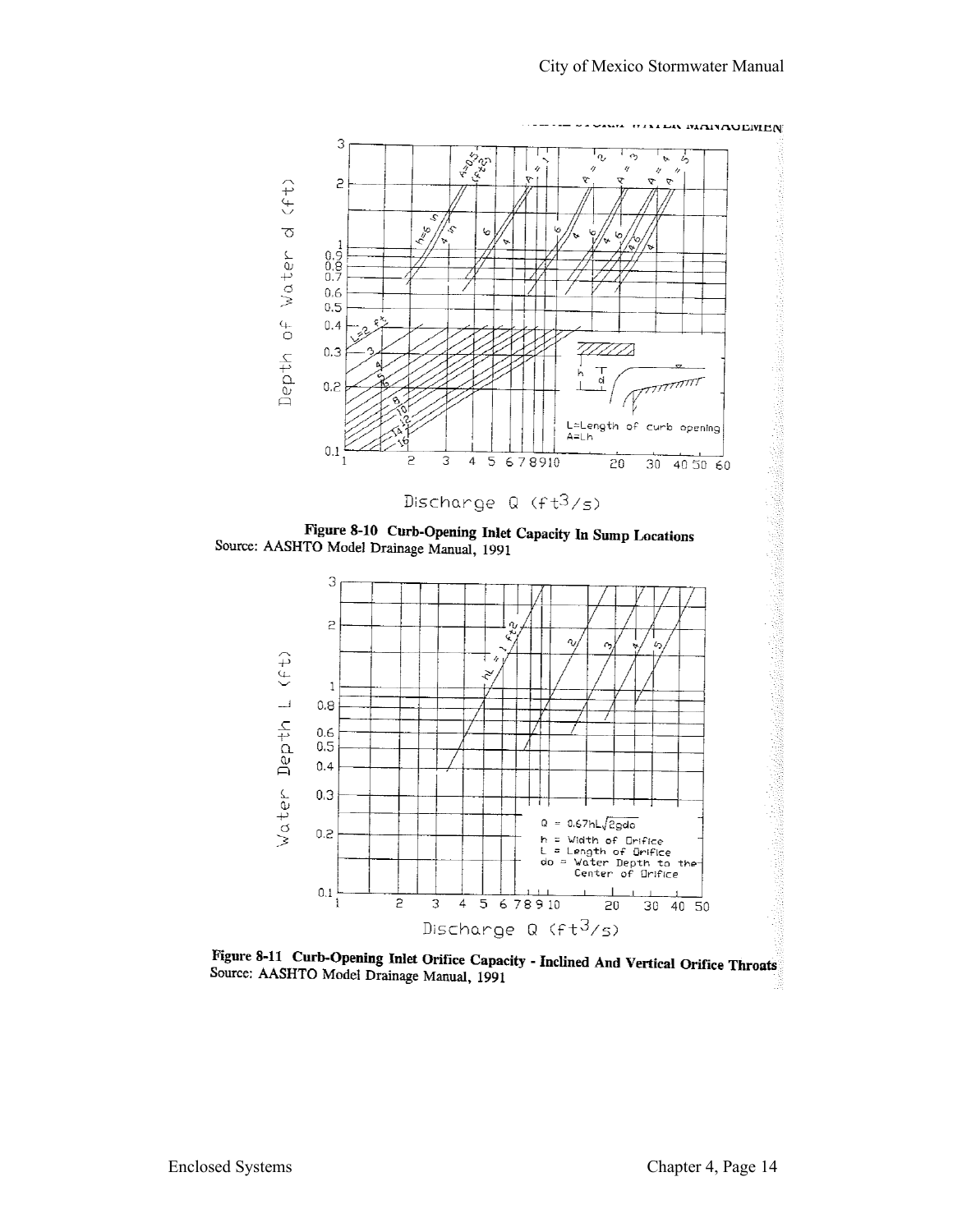Figure 8-10 Curb-Opening Inlet Capacity In Sump Locations
Source: AASHTO Model Drainage Manual, 1991

Figure 8-11 Curb-Opening Inlet Orifice Capacity - Inclined And Vertical Orifice Throats
Source: AASHTO Model Drainage Manual, 1991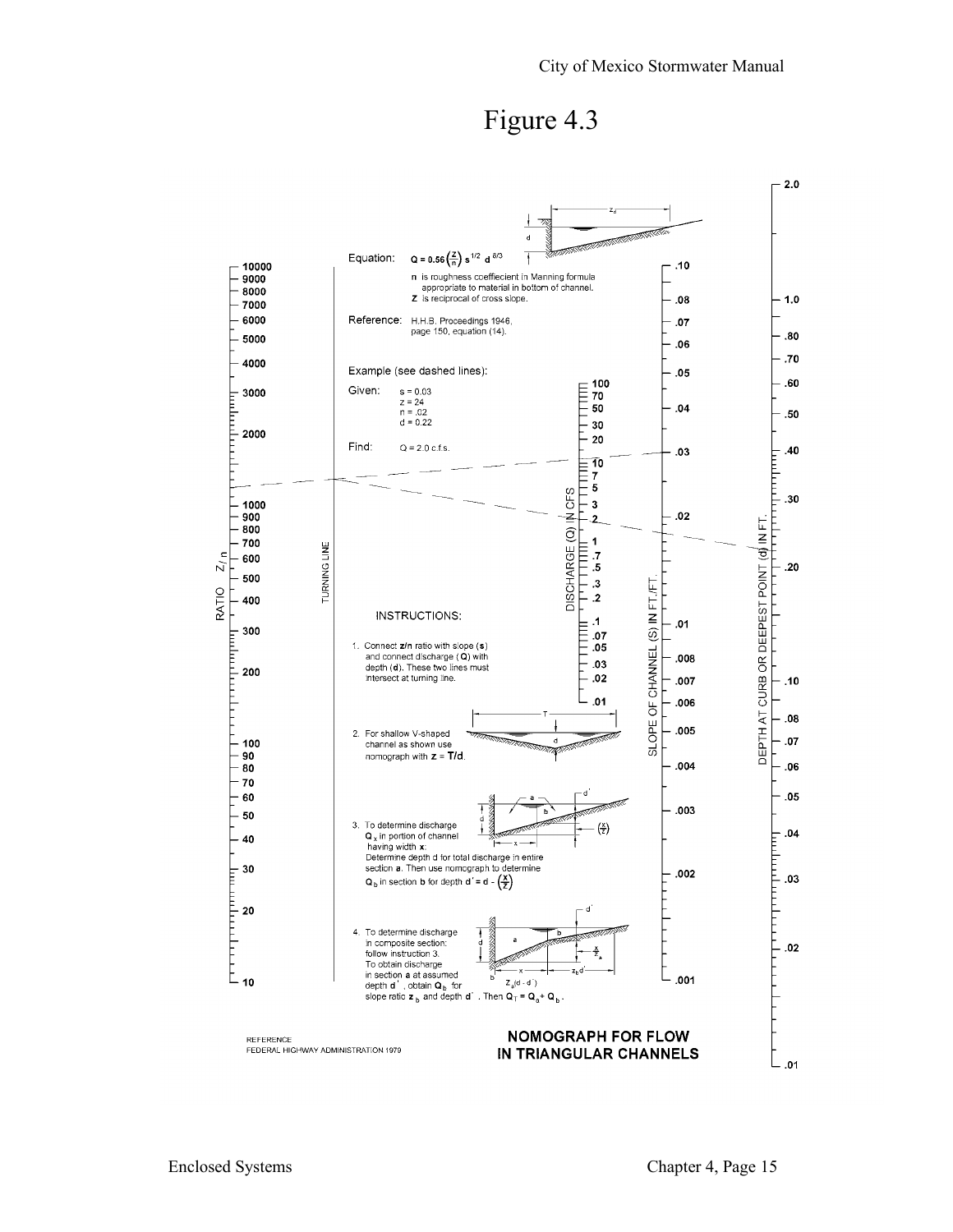# Figure 4.3

Equation: $Q = 0.56\left(\frac{z}{n}\right) s^{1/2}\ d^{8/3}$

n is roughness coeffiecient in Manning formula appropriate to material in bottom of channel.
Z is reciprocal of cross slope.

Reference: H.H.B. Proceedings 1946, page 150, equation (14).

Example (see dashed lines):

Given: s = 0.03
z = 24
n = .02
d = 0.22

Find: Q = 2.0 c.f.s.

INSTRUCTIONS:

1. Connect **z/n** ratio with slope (**s**) and connect discharge (**Q**) with depth (**d**). These two lines must intersect at turning line.
2. For shallow V-shaped channel as shown use nomograph with **z** = **T/d**.
3. To determine discharge $Q_x$ in portion of channel having width **x**: Determine depth d for total discharge in entire section **a**. Then use nomograph to determine $Q_b$ in section **b** for depth $d' = d - \left(\frac{x}{z}\right)$
4. To determine discharge in composite section: follow instruction 3. To obtain discharge in section **a** at assumed depth **d'**, obtain $Q_b$ for slope ratio $z_b$ and depth **d'**. Then $Q_T = Q_a + Q_b$.

REFERENCE
FEDERAL HIGHWAY ADMINISTRATION 1979

**NOMOGRAPH FOR FLOW IN TRIANGULAR CHANNELS**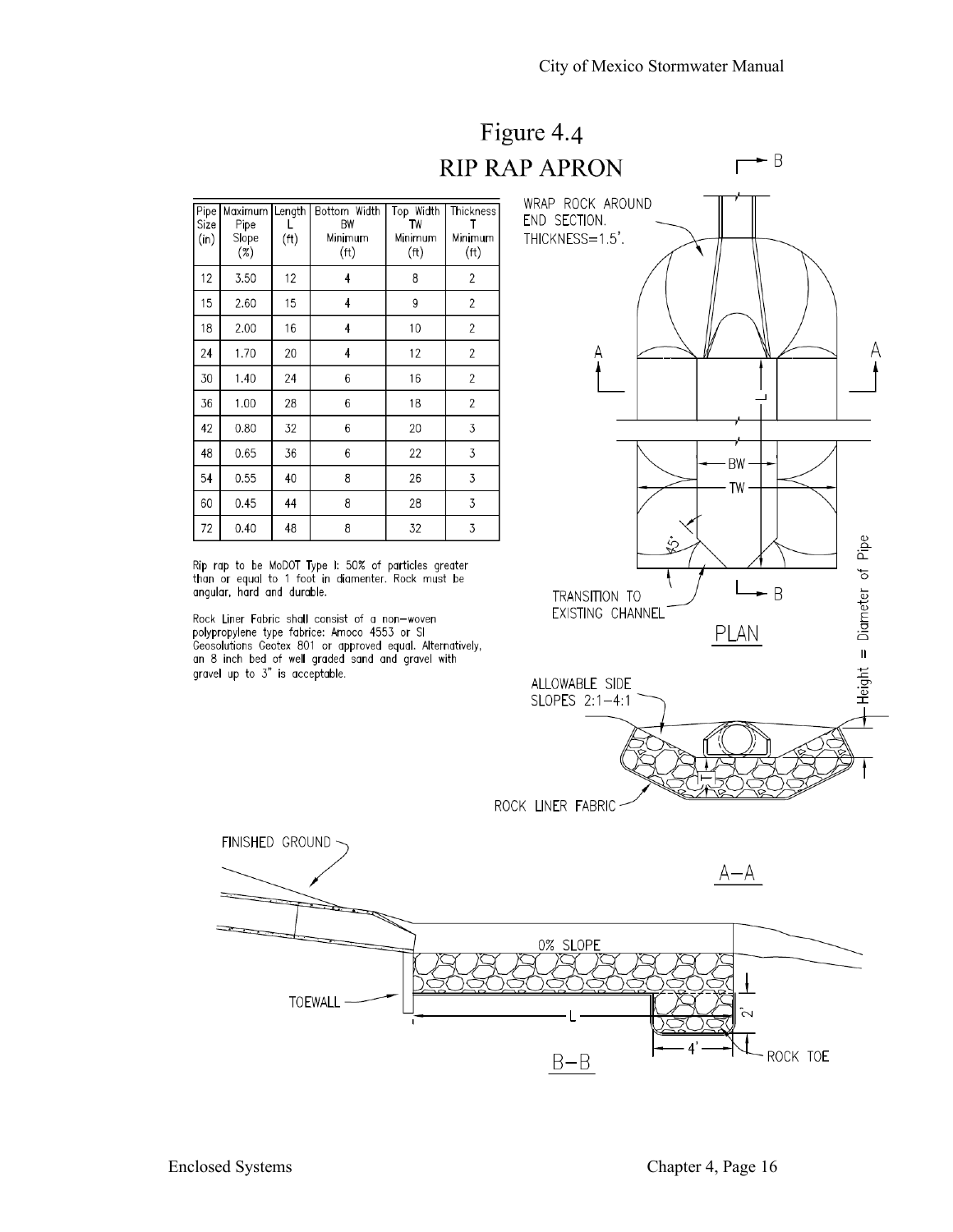# Figure 4.4

## RIP RAP APRON

| Pipe Size (in) | Maximum Pipe Slope (%) | Length L (ft) | Bottom Width BW Minimum (ft) | Top Width TW Minimum (ft) | Thickness T Minimum (ft) |
|---|---|---|---|---|---|
| 12 | 3.50 | 12 | 4 | 8 | 2 |
| 15 | 2.60 | 15 | 4 | 9 | 2 |
| 18 | 2.00 | 16 | 4 | 10 | 2 |
| 24 | 1.70 | 20 | 4 | 12 | 2 |
| 30 | 1.40 | 24 | 6 | 16 | 2 |
| 36 | 1.00 | 28 | 6 | 18 | 2 |
| 42 | 0.80 | 32 | 6 | 20 | 3 |
| 48 | 0.65 | 36 | 6 | 22 | 3 |
| 54 | 0.55 | 40 | 8 | 26 | 3 |
| 60 | 0.45 | 44 | 8 | 28 | 3 |
| 72 | 0.40 | 48 | 8 | 32 | 3 |

Rip rap to be MoDOT Type I: 50% of particles greater than or equal to 1 foot in diamenter. Rock must be angular, hard and durable.

Rock Liner Fabric shall consist of a non-woven polypropylene type fabrice: Amoco 4553 or SI Geosolutions Geotex 801 or approved equal. Alternatively, an 8 inch bed of well graded sand and gravel with gravel up to 3" is acceptable.

WRAP ROCK AROUND END SECTION. THICKNESS=1.5'.

A A

L

BW

TW

45°

B B

TRANSITION TO EXISTING CHANNEL

PLAN

ALLOWABLE SIDE SLOPES 2:1–4:1

Height = Diameter of Pipe

T

ROCK LINER FABRIC

A–A

FINISHED GROUND

0% SLOPE

TOEWALL

L

2'

4'

ROCK TOE

B–B